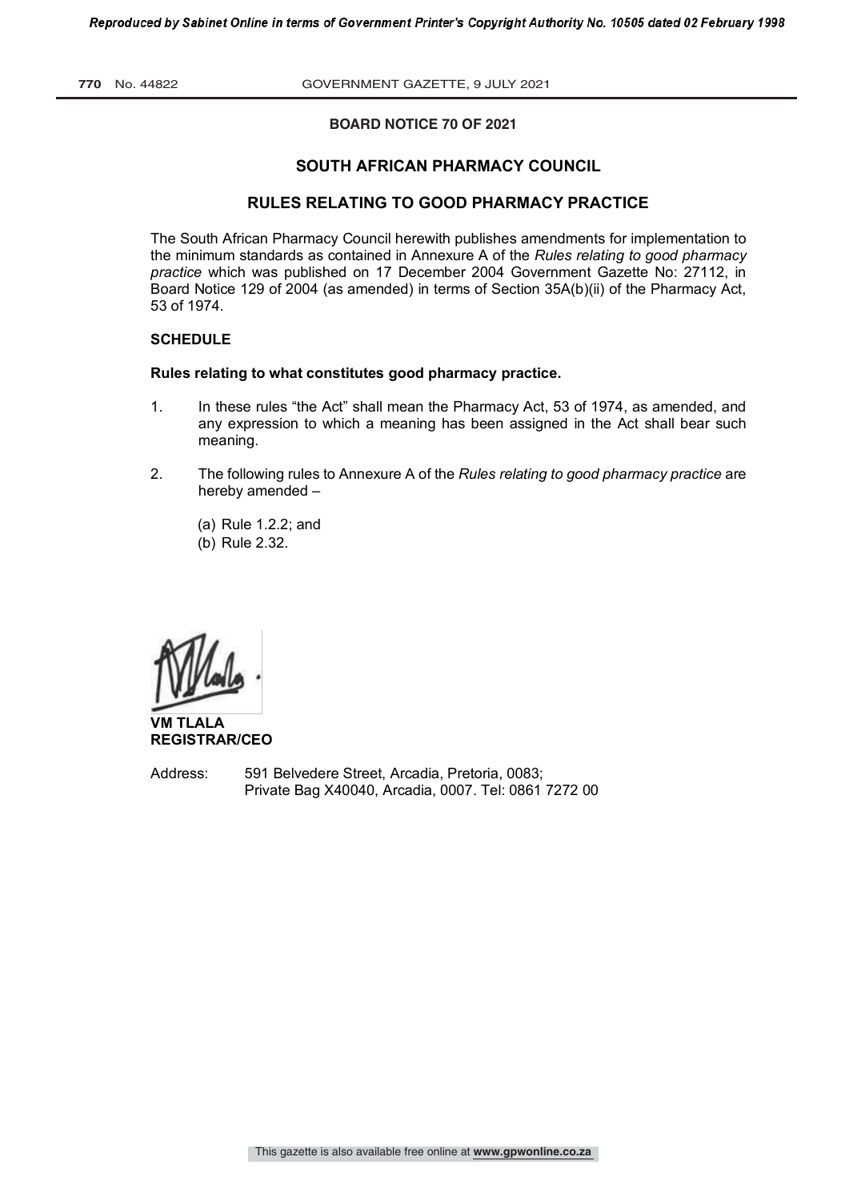**BOARD NOTICE 70 OF 2021**

## SOUTH AFRICAN PHARMACY COUNCIL

## RULES RELATING TO GOOD PHARMACY PRACTICE

The South African Pharmacy Council herewith publishes amendments for implementation to the minimum standards as contained in Annexure A of the *Rules relating to good pharmacy practice* which was published on 17 December 2004 Government Gazette No: 27112, in Board Notice 129 of 2004 (as amended) in terms of Section 35A(b)(ii) of the Pharmacy Act, 53 of 1974.

**SCHEDULE**

**Rules relating to what constitutes good pharmacy practice.**

1. In these rules "the Act" shall mean the Pharmacy Act, 53 of 1974, as amended, and any expression to which a meaning has been assigned in the Act shall bear such meaning.

2. The following rules to Annexure A of the *Rules relating to good pharmacy practice* are hereby amended –

   (a) Rule 1.2.2; and
   (b) Rule 2.32.

**VM TLALA**
**REGISTRAR/CEO**

Address: 591 Belvedere Street, Arcadia, Pretoria, 0083;
Private Bag X40040, Arcadia, 0007. Tel: 0861 7272 00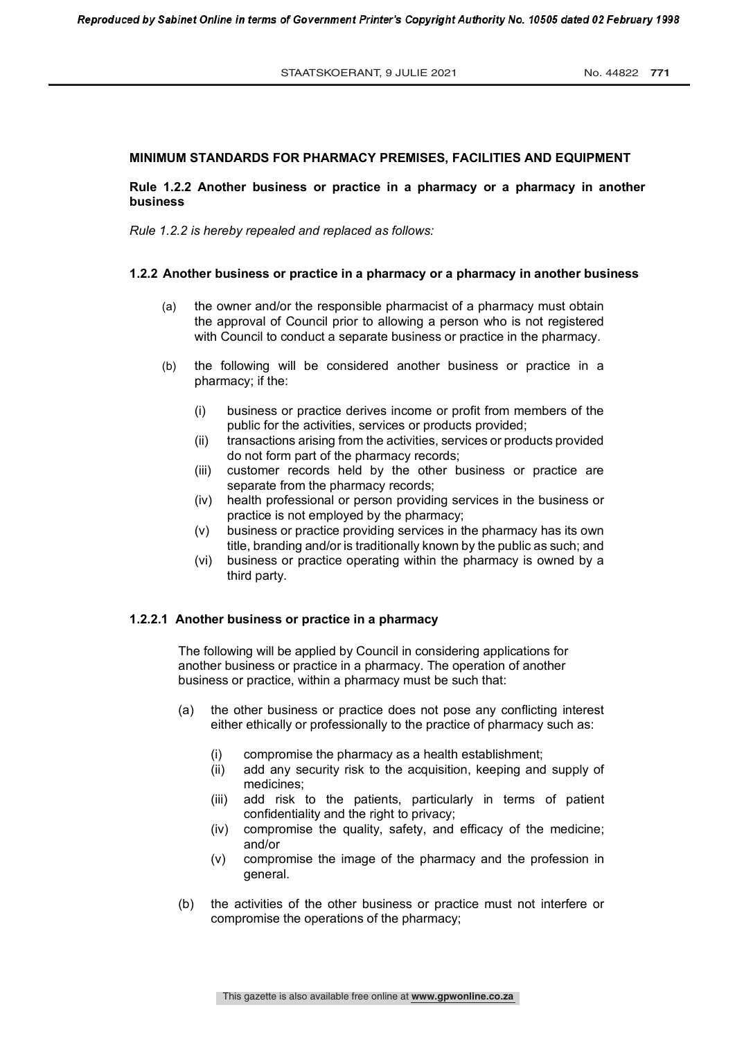**MINIMUM STANDARDS FOR PHARMACY PREMISES, FACILITIES AND EQUIPMENT**

**Rule 1.2.2 Another business or practice in a pharmacy or a pharmacy in another business**

*Rule 1.2.2 is hereby repealed and replaced as follows:*

**1.2.2 Another business or practice in a pharmacy or a pharmacy in another business**

(a) the owner and/or the responsible pharmacist of a pharmacy must obtain the approval of Council prior to allowing a person who is not registered with Council to conduct a separate business or practice in the pharmacy.

(b) the following will be considered another business or practice in a pharmacy; if the:

  (i) business or practice derives income or profit from members of the public for the activities, services or products provided;
  (ii) transactions arising from the activities, services or products provided do not form part of the pharmacy records;
  (iii) customer records held by the other business or practice are separate from the pharmacy records;
  (iv) health professional or person providing services in the business or practice is not employed by the pharmacy;
  (v) business or practice providing services in the pharmacy has its own title, branding and/or is traditionally known by the public as such; and
  (vi) business or practice operating within the pharmacy is owned by a third party.

**1.2.2.1 Another business or practice in a pharmacy**

The following will be applied by Council in considering applications for another business or practice in a pharmacy. The operation of another business or practice, within a pharmacy must be such that:

(a) the other business or practice does not pose any conflicting interest either ethically or professionally to the practice of pharmacy such as:

  (i) compromise the pharmacy as a health establishment;
  (ii) add any security risk to the acquisition, keeping and supply of medicines;
  (iii) add risk to the patients, particularly in terms of patient confidentiality and the right to privacy;
  (iv) compromise the quality, safety, and efficacy of the medicine; and/or
  (v) compromise the image of the pharmacy and the profession in general.

(b) the activities of the other business or practice must not interfere or compromise the operations of the pharmacy;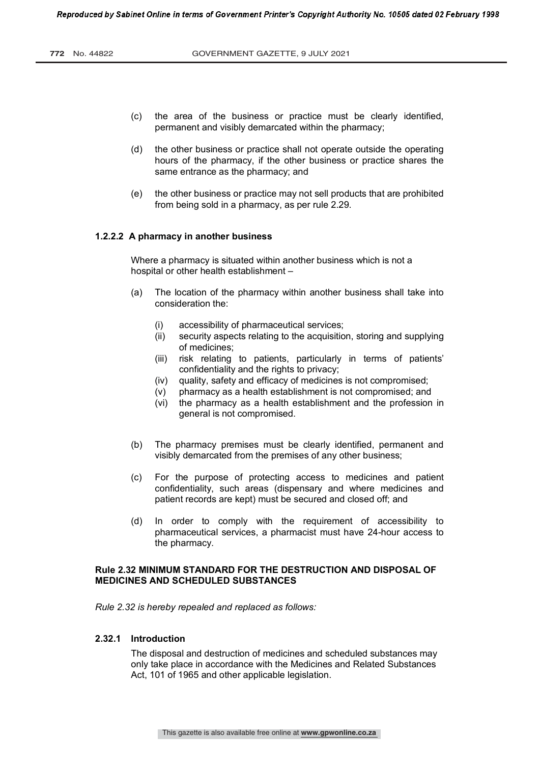(c) the area of the business or practice must be clearly identified, permanent and visibly demarcated within the pharmacy;

(d) the other business or practice shall not operate outside the operating hours of the pharmacy, if the other business or practice shares the same entrance as the pharmacy; and

(e) the other business or practice may not sell products that are prohibited from being sold in a pharmacy, as per rule 2.29.

#### 1.2.2.2 A pharmacy in another business

Where a pharmacy is situated within another business which is not a hospital or other health establishment –

(a) The location of the pharmacy within another business shall take into consideration the:

  (i) accessibility of pharmaceutical services;
  (ii) security aspects relating to the acquisition, storing and supplying of medicines;
  (iii) risk relating to patients, particularly in terms of patients' confidentiality and the rights to privacy;
  (iv) quality, safety and efficacy of medicines is not compromised;
  (v) pharmacy as a health establishment is not compromised; and
  (vi) the pharmacy as a health establishment and the profession in general is not compromised.

(b) The pharmacy premises must be clearly identified, permanent and visibly demarcated from the premises of any other business;

(c) For the purpose of protecting access to medicines and patient confidentiality, such areas (dispensary and where medicines and patient records are kept) must be secured and closed off; and

(d) In order to comply with the requirement of accessibility to pharmaceutical services, a pharmacist must have 24-hour access to the pharmacy.

### Rule 2.32 MINIMUM STANDARD FOR THE DESTRUCTION AND DISPOSAL OF MEDICINES AND SCHEDULED SUBSTANCES

*Rule 2.32 is hereby repealed and replaced as follows:*

#### 2.32.1 Introduction

The disposal and destruction of medicines and scheduled substances may only take place in accordance with the Medicines and Related Substances Act, 101 of 1965 and other applicable legislation.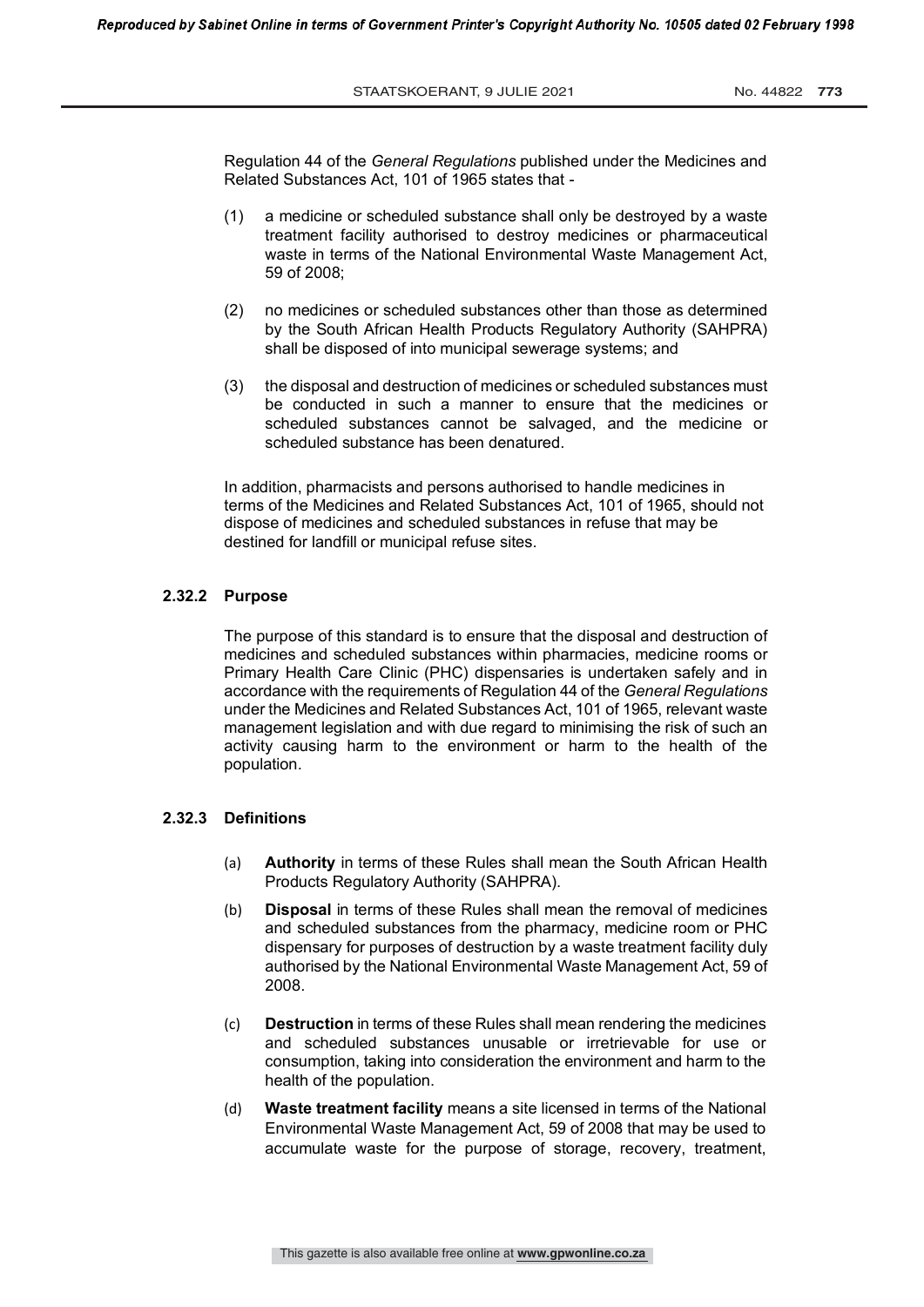Regulation 44 of the *General Regulations* published under the Medicines and Related Substances Act, 101 of 1965 states that -

(1) a medicine or scheduled substance shall only be destroyed by a waste treatment facility authorised to destroy medicines or pharmaceutical waste in terms of the National Environmental Waste Management Act, 59 of 2008;

(2) no medicines or scheduled substances other than those as determined by the South African Health Products Regulatory Authority (SAHPRA) shall be disposed of into municipal sewerage systems; and

(3) the disposal and destruction of medicines or scheduled substances must be conducted in such a manner to ensure that the medicines or scheduled substances cannot be salvaged, and the medicine or scheduled substance has been denatured.

In addition, pharmacists and persons authorised to handle medicines in terms of the Medicines and Related Substances Act, 101 of 1965, should not dispose of medicines and scheduled substances in refuse that may be destined for landfill or municipal refuse sites.

### 2.32.2 Purpose

The purpose of this standard is to ensure that the disposal and destruction of medicines and scheduled substances within pharmacies, medicine rooms or Primary Health Care Clinic (PHC) dispensaries is undertaken safely and in accordance with the requirements of Regulation 44 of the *General Regulations* under the Medicines and Related Substances Act, 101 of 1965, relevant waste management legislation and with due regard to minimising the risk of such an activity causing harm to the environment or harm to the health of the population.

### 2.32.3 Definitions

(a) **Authority** in terms of these Rules shall mean the South African Health Products Regulatory Authority (SAHPRA).

(b) **Disposal** in terms of these Rules shall mean the removal of medicines and scheduled substances from the pharmacy, medicine room or PHC dispensary for purposes of destruction by a waste treatment facility duly authorised by the National Environmental Waste Management Act, 59 of 2008.

(c) **Destruction** in terms of these Rules shall mean rendering the medicines and scheduled substances unusable or irretrievable for use or consumption, taking into consideration the environment and harm to the health of the population.

(d) **Waste treatment facility** means a site licensed in terms of the National Environmental Waste Management Act, 59 of 2008 that may be used to accumulate waste for the purpose of storage, recovery, treatment,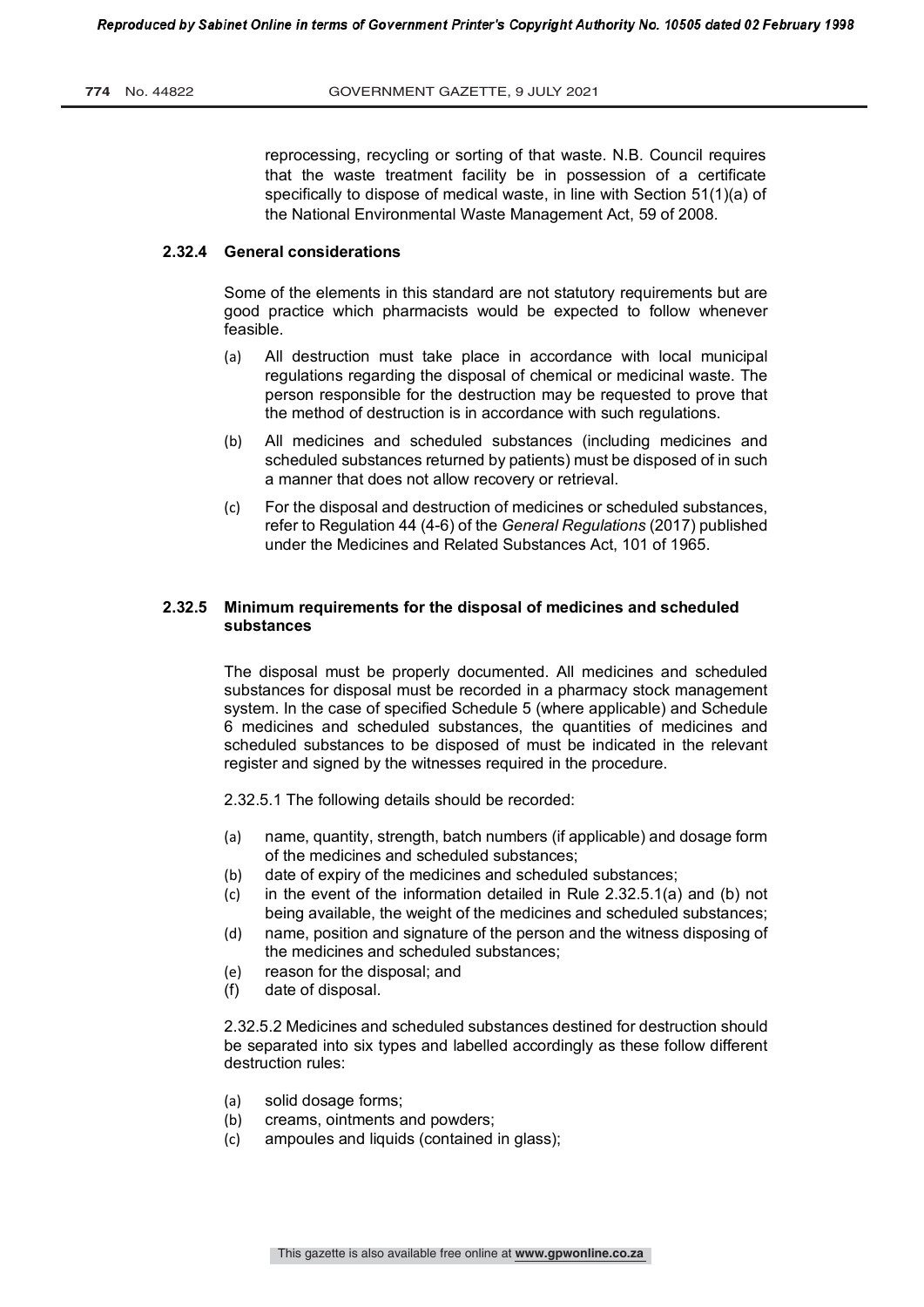reprocessing, recycling or sorting of that waste. N.B. Council requires that the waste treatment facility be in possession of a certificate specifically to dispose of medical waste, in line with Section 51(1)(a) of the National Environmental Waste Management Act, 59 of 2008.

### 2.32.4 General considerations

Some of the elements in this standard are not statutory requirements but are good practice which pharmacists would be expected to follow whenever feasible.

(a) All destruction must take place in accordance with local municipal regulations regarding the disposal of chemical or medicinal waste. The person responsible for the destruction may be requested to prove that the method of destruction is in accordance with such regulations.

(b) All medicines and scheduled substances (including medicines and scheduled substances returned by patients) must be disposed of in such a manner that does not allow recovery or retrieval.

(c) For the disposal and destruction of medicines or scheduled substances, refer to Regulation 44 (4-6) of the *General Regulations* (2017) published under the Medicines and Related Substances Act, 101 of 1965.

### 2.32.5 Minimum requirements for the disposal of medicines and scheduled substances

The disposal must be properly documented. All medicines and scheduled substances for disposal must be recorded in a pharmacy stock management system. In the case of specified Schedule 5 (where applicable) and Schedule 6 medicines and scheduled substances, the quantities of medicines and scheduled substances to be disposed of must be indicated in the relevant register and signed by the witnesses required in the procedure.

2.32.5.1 The following details should be recorded:

(a) name, quantity, strength, batch numbers (if applicable) and dosage form of the medicines and scheduled substances;
(b) date of expiry of the medicines and scheduled substances;
(c) in the event of the information detailed in Rule 2.32.5.1(a) and (b) not being available, the weight of the medicines and scheduled substances;
(d) name, position and signature of the person and the witness disposing of the medicines and scheduled substances;
(e) reason for the disposal; and
(f) date of disposal.

2.32.5.2 Medicines and scheduled substances destined for destruction should be separated into six types and labelled accordingly as these follow different destruction rules:

(a) solid dosage forms;
(b) creams, ointments and powders;
(c) ampoules and liquids (contained in glass);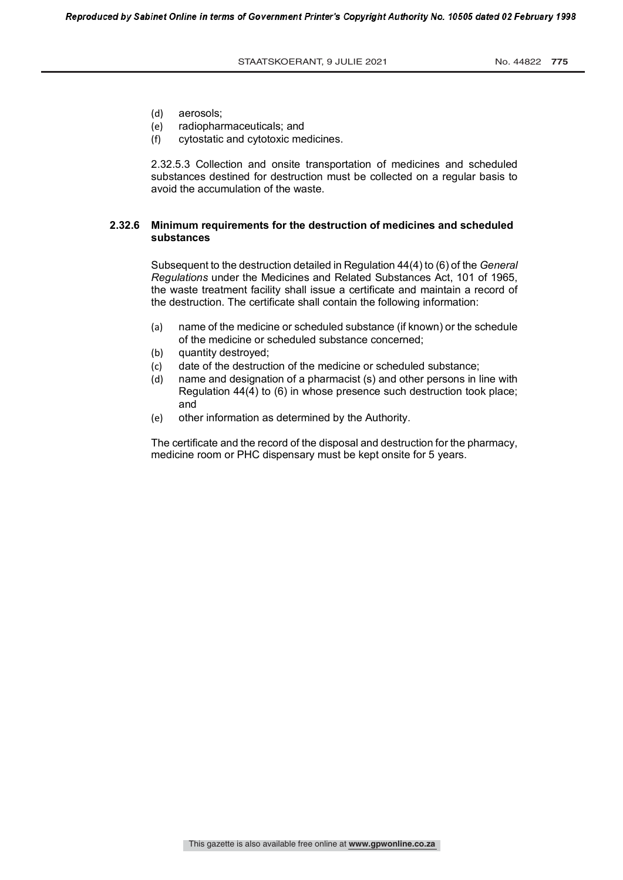(d) aerosols;
(e) radiopharmaceuticals; and
(f) cytostatic and cytotoxic medicines.

2.32.5.3 Collection and onsite transportation of medicines and scheduled substances destined for destruction must be collected on a regular basis to avoid the accumulation of the waste.

### 2.32.6 Minimum requirements for the destruction of medicines and scheduled substances

Subsequent to the destruction detailed in Regulation 44(4) to (6) of the *General Regulations* under the Medicines and Related Substances Act, 101 of 1965, the waste treatment facility shall issue a certificate and maintain a record of the destruction. The certificate shall contain the following information:

(a) name of the medicine or scheduled substance (if known) or the schedule of the medicine or scheduled substance concerned;
(b) quantity destroyed;
(c) date of the destruction of the medicine or scheduled substance;
(d) name and designation of a pharmacist (s) and other persons in line with Regulation 44(4) to (6) in whose presence such destruction took place; and
(e) other information as determined by the Authority.

The certificate and the record of the disposal and destruction for the pharmacy, medicine room or PHC dispensary must be kept onsite for 5 years.